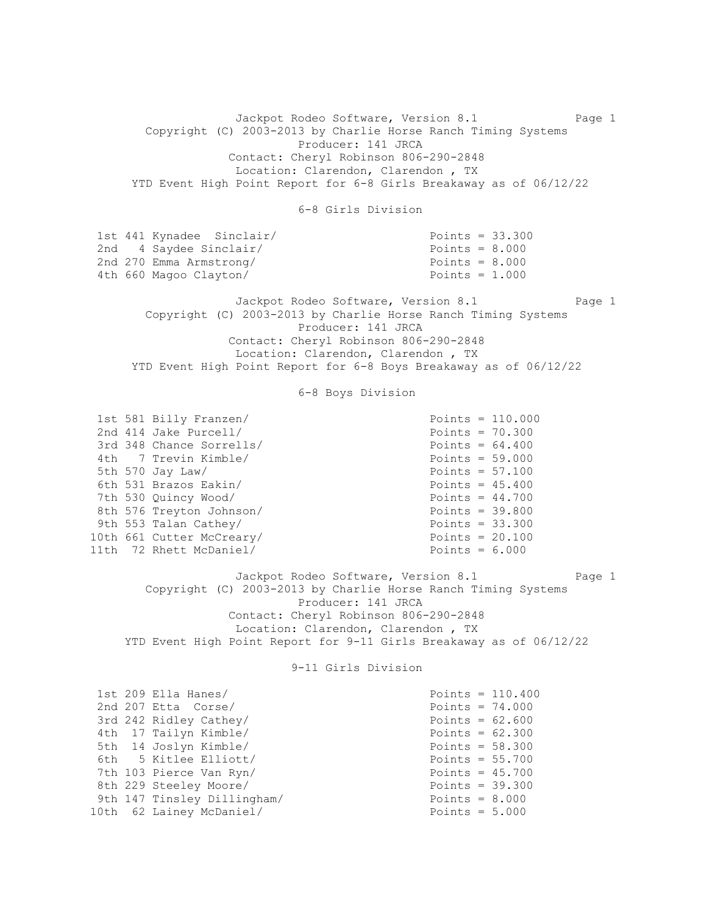Jackpot Rodeo Software, Version 8.1
Copyright (C) 2003-2013 by Charlie Horse Ranch Timing Systems
Producer: 141 JRCA
Contact: Cheryl Robinson 806-290-2848
Location: Clarendon, Clarendon , TX

## YTD Event High Point Report for 6-8 Girls Breakaway as of 06/12/22

### 6-8 Girls Division

| Place | No. | Name | Points |
|---|---|---|---|
| 1st | 441 | Kynadee Sinclair/ | Points = 33.300 |
| 2nd | 4 | Saydee Sinclair/ | Points = 8.000 |
| 2nd | 270 | Emma Armstrong/ | Points = 8.000 |
| 4th | 660 | Magoo Clayton/ | Points = 1.000 |

Jackpot Rodeo Software, Version 8.1
Copyright (C) 2003-2013 by Charlie Horse Ranch Timing Systems
Producer: 141 JRCA
Contact: Cheryl Robinson 806-290-2848
Location: Clarendon, Clarendon , TX

## YTD Event High Point Report for 6-8 Boys Breakaway as of 06/12/22

### 6-8 Boys Division

| Place | No. | Name | Points |
|---|---|---|---|
| 1st | 581 | Billy Franzen/ | Points = 110.000 |
| 2nd | 414 | Jake Purcell/ | Points = 70.300 |
| 3rd | 348 | Chance Sorrells/ | Points = 64.400 |
| 4th | 7 | Trevin Kimble/ | Points = 59.000 |
| 5th | 570 | Jay Law/ | Points = 57.100 |
| 6th | 531 | Brazos Eakin/ | Points = 45.400 |
| 7th | 530 | Quincy Wood/ | Points = 44.700 |
| 8th | 576 | Treyton Johnson/ | Points = 39.800 |
| 9th | 553 | Talan Cathey/ | Points = 33.300 |
| 10th | 661 | Cutter McCreary/ | Points = 20.100 |
| 11th | 72 | Rhett McDaniel/ | Points = 6.000 |

Jackpot Rodeo Software, Version 8.1
Copyright (C) 2003-2013 by Charlie Horse Ranch Timing Systems
Producer: 141 JRCA
Contact: Cheryl Robinson 806-290-2848
Location: Clarendon, Clarendon , TX

## YTD Event High Point Report for 9-11 Girls Breakaway as of 06/12/22

### 9-11 Girls Division

| Place | No. | Name | Points |
|---|---|---|---|
| 1st | 209 | Ella Hanes/ | Points = 110.400 |
| 2nd | 207 | Etta Corse/ | Points = 74.000 |
| 3rd | 242 | Ridley Cathey/ | Points = 62.600 |
| 4th | 17 | Tailyn Kimble/ | Points = 62.300 |
| 5th | 14 | Joslyn Kimble/ | Points = 58.300 |
| 6th | 5 | Kitlee Elliott/ | Points = 55.700 |
| 7th | 103 | Pierce Van Ryn/ | Points = 45.700 |
| 8th | 229 | Steeley Moore/ | Points = 39.300 |
| 9th | 147 | Tinsley Dillingham/ | Points = 8.000 |
| 10th | 62 | Lainey McDaniel/ | Points = 5.000 |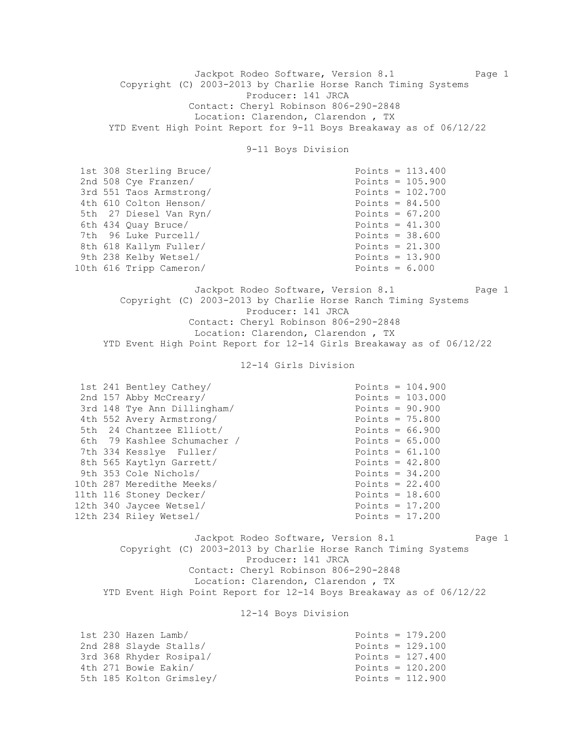Jackpot Rodeo Software, Version 8.1

Copyright (C) 2003-2013 by Charlie Horse Ranch Timing Systems

Producer: 141 JRCA

Contact: Cheryl Robinson 806-290-2848

Location: Clarendon, Clarendon , TX

YTD Event High Point Report for 9-11 Boys Breakaway as of 06/12/22

## 9-11 Boys Division

| Place | No. | Name | Points |
|---|---|---|---|
| 1st | 308 | Sterling Bruce/ | Points = 113.400 |
| 2nd | 508 | Cye Franzen/ | Points = 105.900 |
| 3rd | 551 | Taos Armstrong/ | Points = 102.700 |
| 4th | 610 | Colton Henson/ | Points = 84.500 |
| 5th | 27 | Diesel Van Ryn/ | Points = 67.200 |
| 6th | 434 | Quay Bruce/ | Points = 41.300 |
| 7th | 96 | Luke Purcell/ | Points = 38.600 |
| 8th | 618 | Kallym Fuller/ | Points = 21.300 |
| 9th | 238 | Kelby Wetsel/ | Points = 13.900 |
| 10th | 616 | Tripp Cameron/ | Points = 6.000 |

Jackpot Rodeo Software, Version 8.1

Copyright (C) 2003-2013 by Charlie Horse Ranch Timing Systems

Producer: 141 JRCA

Contact: Cheryl Robinson 806-290-2848

Location: Clarendon, Clarendon , TX

YTD Event High Point Report for 12-14 Girls Breakaway as of 06/12/22

## 12-14 Girls Division

| Place | No. | Name | Points |
|---|---|---|---|
| 1st | 241 | Bentley Cathey/ | Points = 104.900 |
| 2nd | 157 | Abby McCreary/ | Points = 103.000 |
| 3rd | 148 | Tye Ann Dillingham/ | Points = 90.900 |
| 4th | 552 | Avery Armstrong/ | Points = 75.800 |
| 5th | 24 | Chantzee Elliott/ | Points = 66.900 |
| 6th | 79 | Kashlee Schumacher / | Points = 65.000 |
| 7th | 334 | Kesslye Fuller/ | Points = 61.100 |
| 8th | 565 | Kaytlyn Garrett/ | Points = 42.800 |
| 9th | 353 | Cole Nichols/ | Points = 34.200 |
| 10th | 287 | Meredithe Meeks/ | Points = 22.400 |
| 11th | 116 | Stoney Decker/ | Points = 18.600 |
| 12th | 340 | Jaycee Wetsel/ | Points = 17.200 |
| 12th | 234 | Riley Wetsel/ | Points = 17.200 |

Jackpot Rodeo Software, Version 8.1

Copyright (C) 2003-2013 by Charlie Horse Ranch Timing Systems

Producer: 141 JRCA

Contact: Cheryl Robinson 806-290-2848

Location: Clarendon, Clarendon , TX

YTD Event High Point Report for 12-14 Boys Breakaway as of 06/12/22

## 12-14 Boys Division

| Place | No. | Name | Points |
|---|---|---|---|
| 1st | 230 | Hazen Lamb/ | Points = 179.200 |
| 2nd | 288 | Slayde Stalls/ | Points = 129.100 |
| 3rd | 368 | Rhyder Rosipal/ | Points = 127.400 |
| 4th | 271 | Bowie Eakin/ | Points = 120.200 |
| 5th | 185 | Kolton Grimsley/ | Points = 112.900 |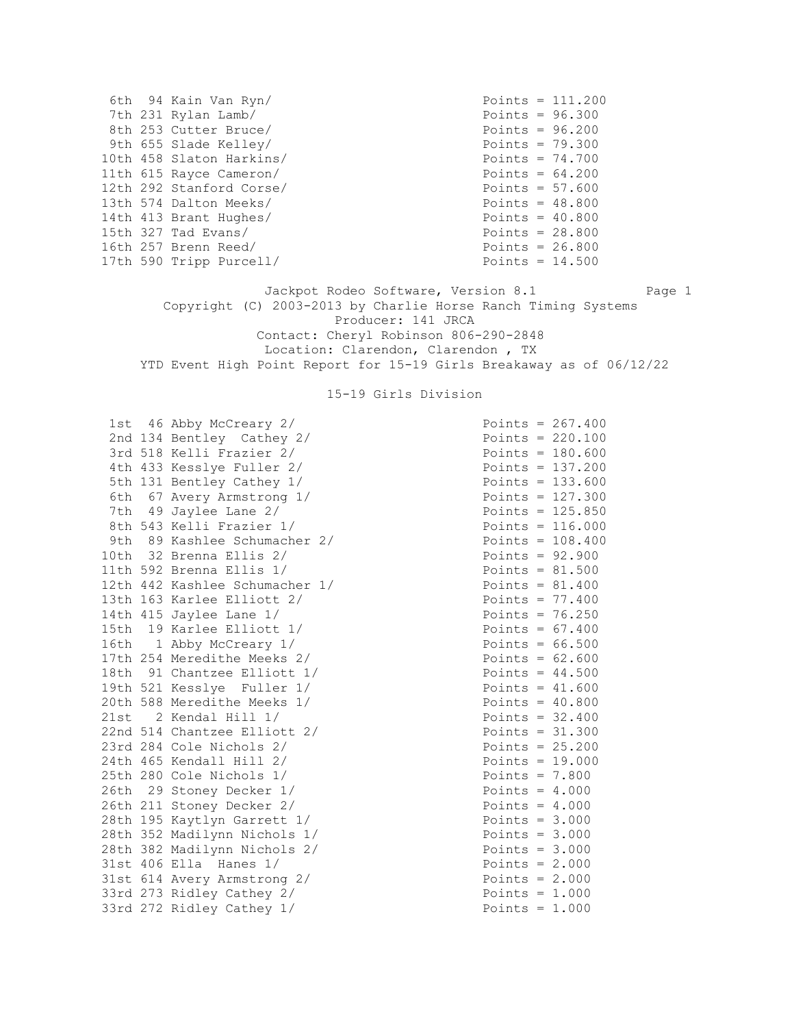| Place | No. | Name | Points |
|---|---|---|---|
| 6th | 94 | Kain Van Ryn/ | Points = 111.200 |
| 7th | 231 | Rylan Lamb/ | Points = 96.300 |
| 8th | 253 | Cutter Bruce/ | Points = 96.200 |
| 9th | 655 | Slade Kelley/ | Points = 79.300 |
| 10th | 458 | Slaton Harkins/ | Points = 74.700 |
| 11th | 615 | Rayce Cameron/ | Points = 64.200 |
| 12th | 292 | Stanford Corse/ | Points = 57.600 |
| 13th | 574 | Dalton Meeks/ | Points = 48.800 |
| 14th | 413 | Brant Hughes/ | Points = 40.800 |
| 15th | 327 | Tad Evans/ | Points = 28.800 |
| 16th | 257 | Brenn Reed/ | Points = 26.800 |
| 17th | 590 | Tripp Purcell/ | Points = 14.500 |

Jackpot Rodeo Software, Version 8.1

Copyright (C) 2003-2013 by Charlie Horse Ranch Timing Systems

Producer: 141 JRCA

Contact: Cheryl Robinson 806-290-2848

Location: Clarendon, Clarendon , TX

YTD Event High Point Report for 15-19 Girls Breakaway as of 06/12/22

## 15-19 Girls Division

| Place | No. | Name | Points |
|---|---|---|---|
| 1st | 46 | Abby McCreary 2/ | Points = 267.400 |
| 2nd | 134 | Bentley Cathey 2/ | Points = 220.100 |
| 3rd | 518 | Kelli Frazier 2/ | Points = 180.600 |
| 4th | 433 | Kesslye Fuller 2/ | Points = 137.200 |
| 5th | 131 | Bentley Cathey 1/ | Points = 133.600 |
| 6th | 67 | Avery Armstrong 1/ | Points = 127.300 |
| 7th | 49 | Jaylee Lane 2/ | Points = 125.850 |
| 8th | 543 | Kelli Frazier 1/ | Points = 116.000 |
| 9th | 89 | Kashlee Schumacher 2/ | Points = 108.400 |
| 10th | 32 | Brenna Ellis 2/ | Points = 92.900 |
| 11th | 592 | Brenna Ellis 1/ | Points = 81.500 |
| 12th | 442 | Kashlee Schumacher 1/ | Points = 81.400 |
| 13th | 163 | Karlee Elliott 2/ | Points = 77.400 |
| 14th | 415 | Jaylee Lane 1/ | Points = 76.250 |
| 15th | 19 | Karlee Elliott 1/ | Points = 67.400 |
| 16th | 1 | Abby McCreary 1/ | Points = 66.500 |
| 17th | 254 | Meredithe Meeks 2/ | Points = 62.600 |
| 18th | 91 | Chantzee Elliott 1/ | Points = 44.500 |
| 19th | 521 | Kesslye Fuller 1/ | Points = 41.600 |
| 20th | 588 | Meredithe Meeks 1/ | Points = 40.800 |
| 21st | 2 | Kendal Hill 1/ | Points = 32.400 |
| 22nd | 514 | Chantzee Elliott 2/ | Points = 31.300 |
| 23rd | 284 | Cole Nichols 2/ | Points = 25.200 |
| 24th | 465 | Kendall Hill 2/ | Points = 19.000 |
| 25th | 280 | Cole Nichols 1/ | Points = 7.800 |
| 26th | 29 | Stoney Decker 1/ | Points = 4.000 |
| 26th | 211 | Stoney Decker 2/ | Points = 4.000 |
| 28th | 195 | Kaytlyn Garrett 1/ | Points = 3.000 |
| 28th | 352 | Madilynn Nichols 1/ | Points = 3.000 |
| 28th | 382 | Madilynn Nichols 2/ | Points = 3.000 |
| 31st | 406 | Ella Hanes 1/ | Points = 2.000 |
| 31st | 614 | Avery Armstrong 2/ | Points = 2.000 |
| 33rd | 273 | Ridley Cathey 2/ | Points = 1.000 |
| 33rd | 272 | Ridley Cathey 1/ | Points = 1.000 |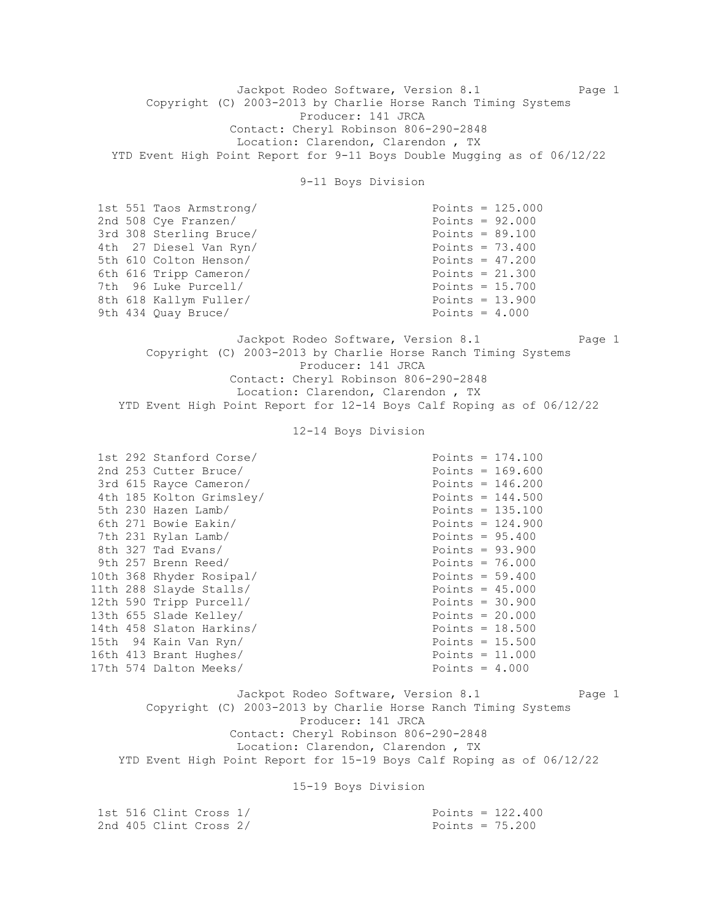Jackpot Rodeo Software, Version 8.1

Copyright (C) 2003-2013 by Charlie Horse Ranch Timing Systems

Producer: 141 JRCA

Contact: Cheryl Robinson 806-290-2848

Location: Clarendon, Clarendon , TX

## YTD Event High Point Report for 9-11 Boys Double Mugging as of 06/12/22

### 9-11 Boys Division

| Place | No. | Name | Points |
|---|---|---|---|
| 1st | 551 | Taos Armstrong/ | Points = 125.000 |
| 2nd | 508 | Cye Franzen/ | Points = 92.000 |
| 3rd | 308 | Sterling Bruce/ | Points = 89.100 |
| 4th | 27 | Diesel Van Ryn/ | Points = 73.400 |
| 5th | 610 | Colton Henson/ | Points = 47.200 |
| 6th | 616 | Tripp Cameron/ | Points = 21.300 |
| 7th | 96 | Luke Purcell/ | Points = 15.700 |
| 8th | 618 | Kallym Fuller/ | Points = 13.900 |
| 9th | 434 | Quay Bruce/ | Points = 4.000 |

Jackpot Rodeo Software, Version 8.1

Copyright (C) 2003-2013 by Charlie Horse Ranch Timing Systems

Producer: 141 JRCA

Contact: Cheryl Robinson 806-290-2848

Location: Clarendon, Clarendon , TX

## YTD Event High Point Report for 12-14 Boys Calf Roping as of 06/12/22

### 12-14 Boys Division

| Place | No. | Name | Points |
|---|---|---|---|
| 1st | 292 | Stanford Corse/ | Points = 174.100 |
| 2nd | 253 | Cutter Bruce/ | Points = 169.600 |
| 3rd | 615 | Rayce Cameron/ | Points = 146.200 |
| 4th | 185 | Kolton Grimsley/ | Points = 144.500 |
| 5th | 230 | Hazen Lamb/ | Points = 135.100 |
| 6th | 271 | Bowie Eakin/ | Points = 124.900 |
| 7th | 231 | Rylan Lamb/ | Points = 95.400 |
| 8th | 327 | Tad Evans/ | Points = 93.900 |
| 9th | 257 | Brenn Reed/ | Points = 76.000 |
| 10th | 368 | Rhyder Rosipal/ | Points = 59.400 |
| 11th | 288 | Slayde Stalls/ | Points = 45.000 |
| 12th | 590 | Tripp Purcell/ | Points = 30.900 |
| 13th | 655 | Slade Kelley/ | Points = 20.000 |
| 14th | 458 | Slaton Harkins/ | Points = 18.500 |
| 15th | 94 | Kain Van Ryn/ | Points = 15.500 |
| 16th | 413 | Brant Hughes/ | Points = 11.000 |
| 17th | 574 | Dalton Meeks/ | Points = 4.000 |

Jackpot Rodeo Software, Version 8.1

Copyright (C) 2003-2013 by Charlie Horse Ranch Timing Systems

Producer: 141 JRCA

Contact: Cheryl Robinson 806-290-2848

Location: Clarendon, Clarendon , TX

## YTD Event High Point Report for 15-19 Boys Calf Roping as of 06/12/22

### 15-19 Boys Division

| Place | No. | Name | Points |
|---|---|---|---|
| 1st | 516 | Clint Cross 1/ | Points = 122.400 |
| 2nd | 405 | Clint Cross 2/ | Points = 75.200 |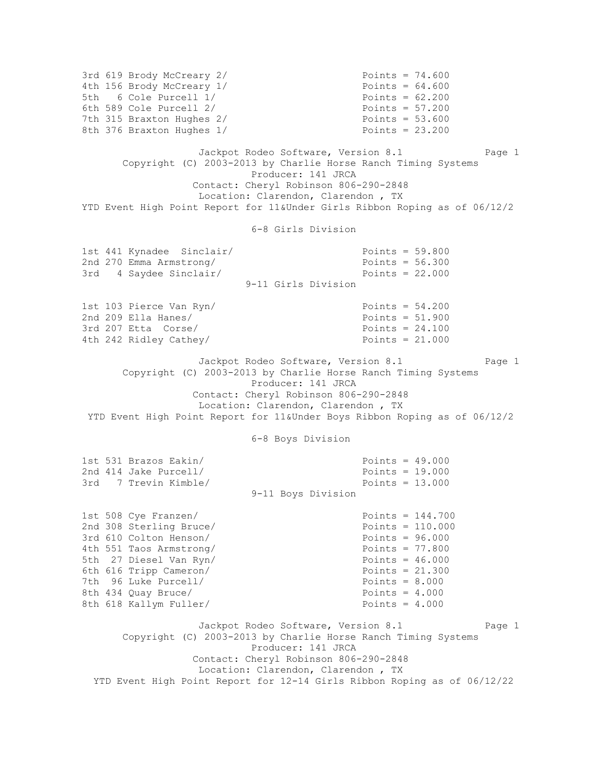3rd 619 Brody McCreary 2/ Points = 74.600
4th 156 Brody McCreary 1/ Points = 64.600
5th 6 Cole Purcell 1/ Points = 62.200
6th 589 Cole Purcell 2/ Points = 57.200
7th 315 Braxton Hughes 2/ Points = 53.600
8th 376 Braxton Hughes 1/ Points = 23.200

Jackpot Rodeo Software, Version 8.1 Page 1
Copyright (C) 2003-2013 by Charlie Horse Ranch Timing Systems
Producer: 141 JRCA
Contact: Cheryl Robinson 806-290-2848
Location: Clarendon, Clarendon , TX

YTD Event High Point Report for 11&Under Girls Ribbon Roping as of 06/12/2

## 6-8 Girls Division

| Place | No. | Name | Points |
|---|---|---|---|
| 1st | 441 | Kynadee Sinclair/ | Points = 59.800 |
| 2nd | 270 | Emma Armstrong/ | Points = 56.300 |
| 3rd | 4 | Saydee Sinclair/ | Points = 22.000 |

## 9-11 Girls Division

| Place | No. | Name | Points |
|---|---|---|---|
| 1st | 103 | Pierce Van Ryn/ | Points = 54.200 |
| 2nd | 209 | Ella Hanes/ | Points = 51.900 |
| 3rd | 207 | Etta Corse/ | Points = 24.100 |
| 4th | 242 | Ridley Cathey/ | Points = 21.000 |

Jackpot Rodeo Software, Version 8.1 Page 1
Copyright (C) 2003-2013 by Charlie Horse Ranch Timing Systems
Producer: 141 JRCA
Contact: Cheryl Robinson 806-290-2848
Location: Clarendon, Clarendon , TX

YTD Event High Point Report for 11&Under Boys Ribbon Roping as of 06/12/2

## 6-8 Boys Division

| Place | No. | Name | Points |
|---|---|---|---|
| 1st | 531 | Brazos Eakin/ | Points = 49.000 |
| 2nd | 414 | Jake Purcell/ | Points = 19.000 |
| 3rd | 7 | Trevin Kimble/ | Points = 13.000 |

## 9-11 Boys Division

| Place | No. | Name | Points |
|---|---|---|---|
| 1st | 508 | Cye Franzen/ | Points = 144.700 |
| 2nd | 308 | Sterling Bruce/ | Points = 110.000 |
| 3rd | 610 | Colton Henson/ | Points = 96.000 |
| 4th | 551 | Taos Armstrong/ | Points = 77.800 |
| 5th | 27 | Diesel Van Ryn/ | Points = 46.000 |
| 6th | 616 | Tripp Cameron/ | Points = 21.300 |
| 7th | 96 | Luke Purcell/ | Points = 8.000 |
| 8th | 434 | Quay Bruce/ | Points = 4.000 |
| 8th | 618 | Kallym Fuller/ | Points = 4.000 |

Jackpot Rodeo Software, Version 8.1 Page 1
Copyright (C) 2003-2013 by Charlie Horse Ranch Timing Systems
Producer: 141 JRCA
Contact: Cheryl Robinson 806-290-2848
Location: Clarendon, Clarendon , TX

YTD Event High Point Report for 12-14 Girls Ribbon Roping as of 06/12/22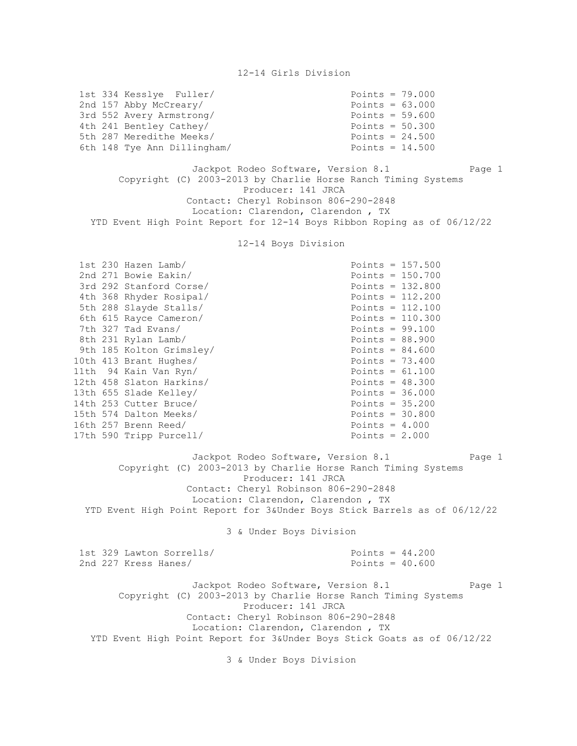## 12-14 Girls Division

| Place | No. | Name | Points |
|---|---|---|---|
| 1st | 334 | Kesslye Fuller/ | Points = 79.000 |
| 2nd | 157 | Abby McCreary/ | Points = 63.000 |
| 3rd | 552 | Avery Armstrong/ | Points = 59.600 |
| 4th | 241 | Bentley Cathey/ | Points = 50.300 |
| 5th | 287 | Meredithe Meeks/ | Points = 24.500 |
| 6th | 148 | Tye Ann Dillingham/ | Points = 14.500 |

Jackpot Rodeo Software, Version 8.1 Page 1
Copyright (C) 2003-2013 by Charlie Horse Ranch Timing Systems
Producer: 141 JRCA
Contact: Cheryl Robinson 806-290-2848
Location: Clarendon, Clarendon , TX
YTD Event High Point Report for 12-14 Boys Ribbon Roping as of 06/12/22

## 12-14 Boys Division

| Place | No. | Name | Points |
|---|---|---|---|
| 1st | 230 | Hazen Lamb/ | Points = 157.500 |
| 2nd | 271 | Bowie Eakin/ | Points = 150.700 |
| 3rd | 292 | Stanford Corse/ | Points = 132.800 |
| 4th | 368 | Rhyder Rosipal/ | Points = 112.200 |
| 5th | 288 | Slayde Stalls/ | Points = 112.100 |
| 6th | 615 | Rayce Cameron/ | Points = 110.300 |
| 7th | 327 | Tad Evans/ | Points = 99.100 |
| 8th | 231 | Rylan Lamb/ | Points = 88.900 |
| 9th | 185 | Kolton Grimsley/ | Points = 84.600 |
| 10th | 413 | Brant Hughes/ | Points = 73.400 |
| 11th | 94 | Kain Van Ryn/ | Points = 61.100 |
| 12th | 458 | Slaton Harkins/ | Points = 48.300 |
| 13th | 655 | Slade Kelley/ | Points = 36.000 |
| 14th | 253 | Cutter Bruce/ | Points = 35.200 |
| 15th | 574 | Dalton Meeks/ | Points = 30.800 |
| 16th | 257 | Brenn Reed/ | Points = 4.000 |
| 17th | 590 | Tripp Purcell/ | Points = 2.000 |

Jackpot Rodeo Software, Version 8.1 Page 1
Copyright (C) 2003-2013 by Charlie Horse Ranch Timing Systems
Producer: 141 JRCA
Contact: Cheryl Robinson 806-290-2848
Location: Clarendon, Clarendon , TX
YTD Event High Point Report for 3&Under Boys Stick Barrels as of 06/12/22

## 3 & Under Boys Division

| Place | No. | Name | Points |
|---|---|---|---|
| 1st | 329 | Lawton Sorrells/ | Points = 44.200 |
| 2nd | 227 | Kress Hanes/ | Points = 40.600 |

Jackpot Rodeo Software, Version 8.1 Page 1
Copyright (C) 2003-2013 by Charlie Horse Ranch Timing Systems
Producer: 141 JRCA
Contact: Cheryl Robinson 806-290-2848
Location: Clarendon, Clarendon , TX
YTD Event High Point Report for 3&Under Boys Stick Goats as of 06/12/22

## 3 & Under Boys Division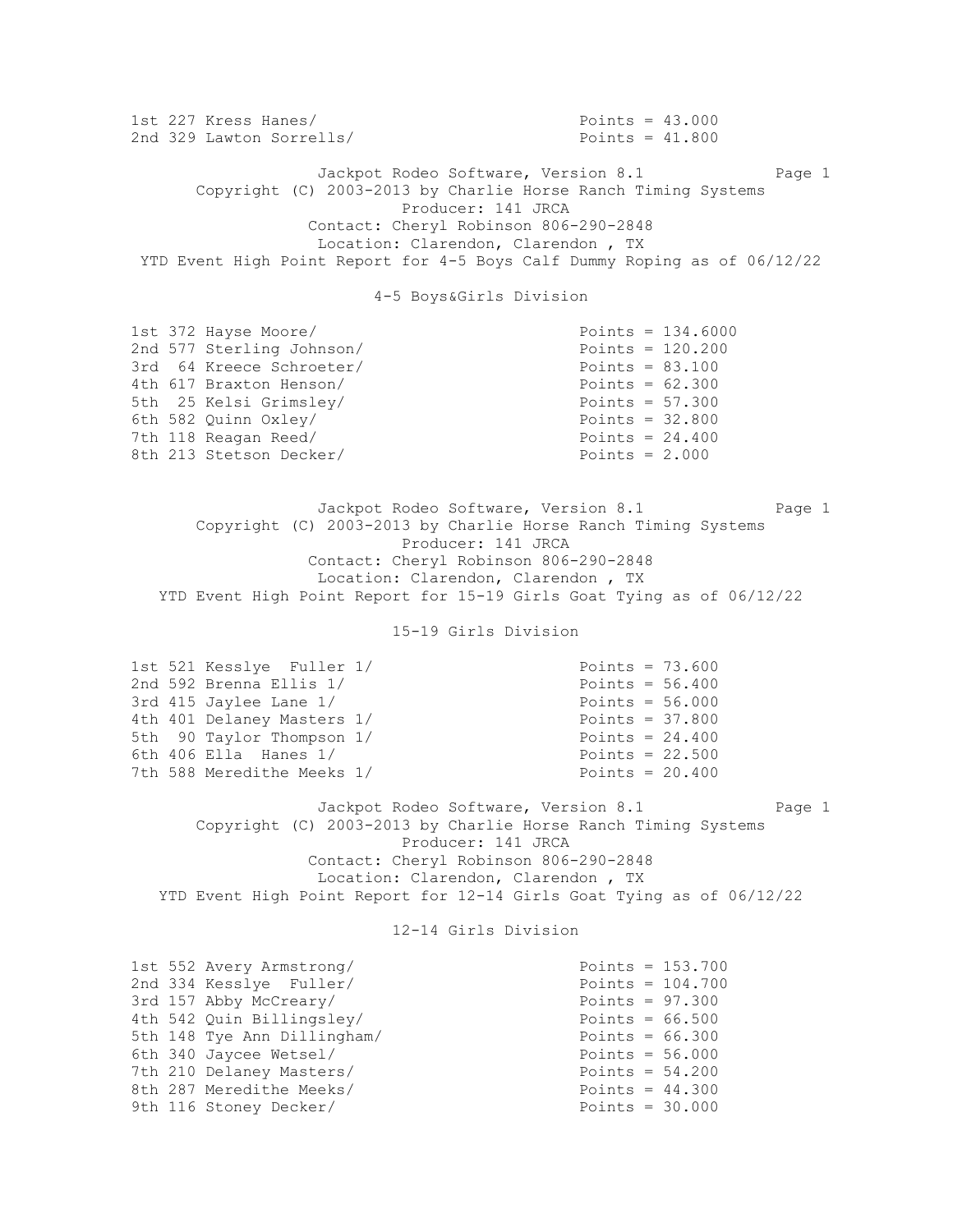1st 227 Kress Hanes/ Points = 43.000
2nd 329 Lawton Sorrells/ Points = 41.800

Jackpot Rodeo Software, Version 8.1
Copyright (C) 2003-2013 by Charlie Horse Ranch Timing Systems
Producer: 141 JRCA
Contact: Cheryl Robinson 806-290-2848
Location: Clarendon, Clarendon , TX
YTD Event High Point Report for 4-5 Boys Calf Dummy Roping as of 06/12/22

4-5 Boys&Girls Division

| Place | No. | Name | Points |
|---|---|---|---|
| 1st | 372 | Hayse Moore/ | Points = 134.6000 |
| 2nd | 577 | Sterling Johnson/ | Points = 120.200 |
| 3rd | 64 | Kreece Schroeter/ | Points = 83.100 |
| 4th | 617 | Braxton Henson/ | Points = 62.300 |
| 5th | 25 | Kelsi Grimsley/ | Points = 57.300 |
| 6th | 582 | Quinn Oxley/ | Points = 32.800 |
| 7th | 118 | Reagan Reed/ | Points = 24.400 |
| 8th | 213 | Stetson Decker/ | Points = 2.000 |

Jackpot Rodeo Software, Version 8.1
Copyright (C) 2003-2013 by Charlie Horse Ranch Timing Systems
Producer: 141 JRCA
Contact: Cheryl Robinson 806-290-2848
Location: Clarendon, Clarendon , TX
YTD Event High Point Report for 15-19 Girls Goat Tying as of 06/12/22

15-19 Girls Division

| Place | No. | Name | Points |
|---|---|---|---|
| 1st | 521 | Kesslye Fuller 1/ | Points = 73.600 |
| 2nd | 592 | Brenna Ellis 1/ | Points = 56.400 |
| 3rd | 415 | Jaylee Lane 1/ | Points = 56.000 |
| 4th | 401 | Delaney Masters 1/ | Points = 37.800 |
| 5th | 90 | Taylor Thompson 1/ | Points = 24.400 |
| 6th | 406 | Ella Hanes 1/ | Points = 22.500 |
| 7th | 588 | Meredithe Meeks 1/ | Points = 20.400 |

Jackpot Rodeo Software, Version 8.1
Copyright (C) 2003-2013 by Charlie Horse Ranch Timing Systems
Producer: 141 JRCA
Contact: Cheryl Robinson 806-290-2848
Location: Clarendon, Clarendon , TX
YTD Event High Point Report for 12-14 Girls Goat Tying as of 06/12/22

12-14 Girls Division

| Place | No. | Name | Points |
|---|---|---|---|
| 1st | 552 | Avery Armstrong/ | Points = 153.700 |
| 2nd | 334 | Kesslye Fuller/ | Points = 104.700 |
| 3rd | 157 | Abby McCreary/ | Points = 97.300 |
| 4th | 542 | Quin Billingsley/ | Points = 66.500 |
| 5th | 148 | Tye Ann Dillingham/ | Points = 66.300 |
| 6th | 340 | Jaycee Wetsel/ | Points = 56.000 |
| 7th | 210 | Delaney Masters/ | Points = 54.200 |
| 8th | 287 | Meredithe Meeks/ | Points = 44.300 |
| 9th | 116 | Stoney Decker/ | Points = 30.000 |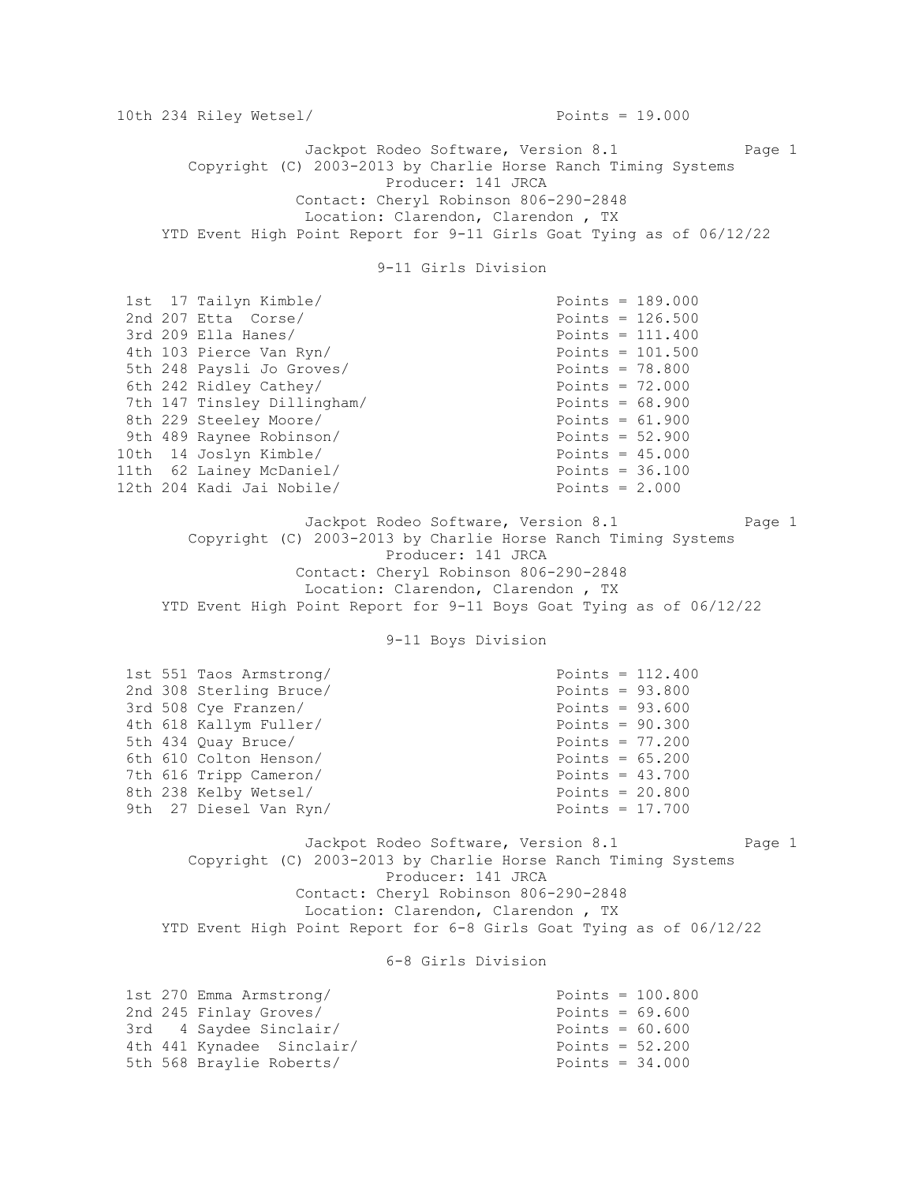10th 234 Riley Wetsel/ Points = 19.000

Jackpot Rodeo Software, Version 8.1
Copyright (C) 2003-2013 by Charlie Horse Ranch Timing Systems
Producer: 141 JRCA
Contact: Cheryl Robinson 806-290-2848
Location: Clarendon, Clarendon , TX
YTD Event High Point Report for 9-11 Girls Goat Tying as of 06/12/22

## 9-11 Girls Division

| Place | No. | Name | Points |
|---|---|---|---|
| 1st | 17 | Tailyn Kimble/ | Points = 189.000 |
| 2nd | 207 | Etta Corse/ | Points = 126.500 |
| 3rd | 209 | Ella Hanes/ | Points = 111.400 |
| 4th | 103 | Pierce Van Ryn/ | Points = 101.500 |
| 5th | 248 | Paysli Jo Groves/ | Points = 78.800 |
| 6th | 242 | Ridley Cathey/ | Points = 72.000 |
| 7th | 147 | Tinsley Dillingham/ | Points = 68.900 |
| 8th | 229 | Steeley Moore/ | Points = 61.900 |
| 9th | 489 | Raynee Robinson/ | Points = 52.900 |
| 10th | 14 | Joslyn Kimble/ | Points = 45.000 |
| 11th | 62 | Lainey McDaniel/ | Points = 36.100 |
| 12th | 204 | Kadi Jai Nobile/ | Points = 2.000 |

Jackpot Rodeo Software, Version 8.1
Copyright (C) 2003-2013 by Charlie Horse Ranch Timing Systems
Producer: 141 JRCA
Contact: Cheryl Robinson 806-290-2848
Location: Clarendon, Clarendon , TX
YTD Event High Point Report for 9-11 Boys Goat Tying as of 06/12/22

## 9-11 Boys Division

| Place | No. | Name | Points |
|---|---|---|---|
| 1st | 551 | Taos Armstrong/ | Points = 112.400 |
| 2nd | 308 | Sterling Bruce/ | Points = 93.800 |
| 3rd | 508 | Cye Franzen/ | Points = 93.600 |
| 4th | 618 | Kallym Fuller/ | Points = 90.300 |
| 5th | 434 | Quay Bruce/ | Points = 77.200 |
| 6th | 610 | Colton Henson/ | Points = 65.200 |
| 7th | 616 | Tripp Cameron/ | Points = 43.700 |
| 8th | 238 | Kelby Wetsel/ | Points = 20.800 |
| 9th | 27 | Diesel Van Ryn/ | Points = 17.700 |

Jackpot Rodeo Software, Version 8.1
Copyright (C) 2003-2013 by Charlie Horse Ranch Timing Systems
Producer: 141 JRCA
Contact: Cheryl Robinson 806-290-2848
Location: Clarendon, Clarendon , TX
YTD Event High Point Report for 6-8 Girls Goat Tying as of 06/12/22

## 6-8 Girls Division

| Place | No. | Name | Points |
|---|---|---|---|
| 1st | 270 | Emma Armstrong/ | Points = 100.800 |
| 2nd | 245 | Finlay Groves/ | Points = 69.600 |
| 3rd | 4 | Saydee Sinclair/ | Points = 60.600 |
| 4th | 441 | Kynadee Sinclair/ | Points = 52.200 |
| 5th | 568 | Braylie Roberts/ | Points = 34.000 |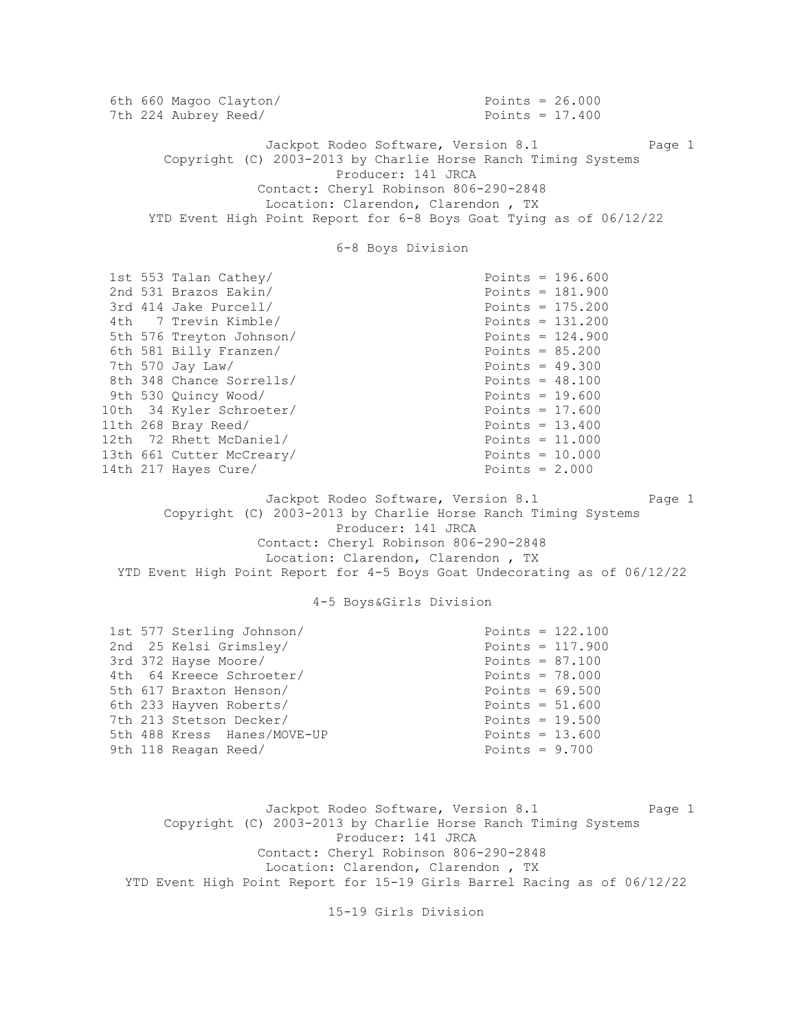| | | |
|---|---|---|
| 6th | 660 Magoo Clayton/ | Points = 26.000 |
| 7th | 224 Aubrey Reed/ | Points = 17.400 |

Jackpot Rodeo Software, Version 8.1

Copyright (C) 2003-2013 by Charlie Horse Ranch Timing Systems

Producer: 141 JRCA

Contact: Cheryl Robinson 806-290-2848

Location: Clarendon, Clarendon , TX

YTD Event High Point Report for 6-8 Boys Goat Tying as of 06/12/22

## 6-8 Boys Division

| Place | Contestant | Points |
|---|---|---|
| 1st | 553 Talan Cathey/ | Points = 196.600 |
| 2nd | 531 Brazos Eakin/ | Points = 181.900 |
| 3rd | 414 Jake Purcell/ | Points = 175.200 |
| 4th | 7 Trevin Kimble/ | Points = 131.200 |
| 5th | 576 Treyton Johnson/ | Points = 124.900 |
| 6th | 581 Billy Franzen/ | Points = 85.200 |
| 7th | 570 Jay Law/ | Points = 49.300 |
| 8th | 348 Chance Sorrells/ | Points = 48.100 |
| 9th | 530 Quincy Wood/ | Points = 19.600 |
| 10th | 34 Kyler Schroeter/ | Points = 17.600 |
| 11th | 268 Bray Reed/ | Points = 13.400 |
| 12th | 72 Rhett McDaniel/ | Points = 11.000 |
| 13th | 661 Cutter McCreary/ | Points = 10.000 |
| 14th | 217 Hayes Cure/ | Points = 2.000 |

Jackpot Rodeo Software, Version 8.1

Copyright (C) 2003-2013 by Charlie Horse Ranch Timing Systems

Producer: 141 JRCA

Contact: Cheryl Robinson 806-290-2848

Location: Clarendon, Clarendon , TX

YTD Event High Point Report for 4-5 Boys Goat Undecorating as of 06/12/22

## 4-5 Boys&Girls Division

| Place | Contestant | Points |
|---|---|---|
| 1st | 577 Sterling Johnson/ | Points = 122.100 |
| 2nd | 25 Kelsi Grimsley/ | Points = 117.900 |
| 3rd | 372 Hayse Moore/ | Points = 87.100 |
| 4th | 64 Kreece Schroeter/ | Points = 78.000 |
| 5th | 617 Braxton Henson/ | Points = 69.500 |
| 6th | 233 Hayven Roberts/ | Points = 51.600 |
| 7th | 213 Stetson Decker/ | Points = 19.500 |
| 5th | 488 Kress Hanes/MOVE-UP | Points = 13.600 |
| 9th | 118 Reagan Reed/ | Points = 9.700 |

Jackpot Rodeo Software, Version 8.1

Copyright (C) 2003-2013 by Charlie Horse Ranch Timing Systems

Producer: 141 JRCA

Contact: Cheryl Robinson 806-290-2848

Location: Clarendon, Clarendon , TX

YTD Event High Point Report for 15-19 Girls Barrel Racing as of 06/12/22

## 15-19 Girls Division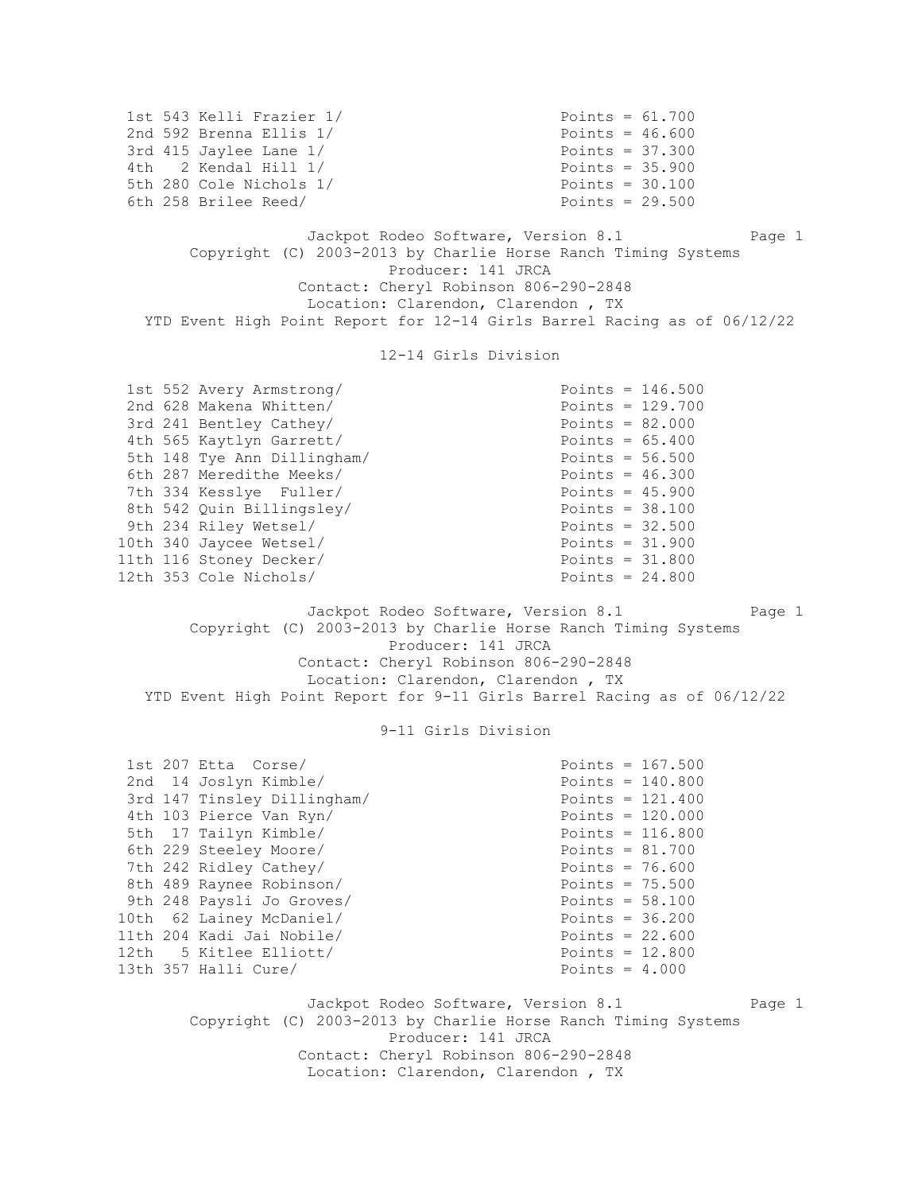| Place | No. | Name | Points |
|---|---|---|---|
| 1st | 543 | Kelli Frazier 1/ | Points = 61.700 |
| 2nd | 592 | Brenna Ellis 1/ | Points = 46.600 |
| 3rd | 415 | Jaylee Lane 1/ | Points = 37.300 |
| 4th | 2 | Kendal Hill 1/ | Points = 35.900 |
| 5th | 280 | Cole Nichols 1/ | Points = 30.100 |
| 6th | 258 | Brilee Reed/ | Points = 29.500 |

Jackpot Rodeo Software, Version 8.1 Page 1
Copyright (C) 2003-2013 by Charlie Horse Ranch Timing Systems
Producer: 141 JRCA
Contact: Cheryl Robinson 806-290-2848
Location: Clarendon, Clarendon , TX
YTD Event High Point Report for 12-14 Girls Barrel Racing as of 06/12/22

## 12-14 Girls Division

| Place | No. | Name | Points |
|---|---|---|---|
| 1st | 552 | Avery Armstrong/ | Points = 146.500 |
| 2nd | 628 | Makena Whitten/ | Points = 129.700 |
| 3rd | 241 | Bentley Cathey/ | Points = 82.000 |
| 4th | 565 | Kaytlyn Garrett/ | Points = 65.400 |
| 5th | 148 | Tye Ann Dillingham/ | Points = 56.500 |
| 6th | 287 | Meredithe Meeks/ | Points = 46.300 |
| 7th | 334 | Kesslye Fuller/ | Points = 45.900 |
| 8th | 542 | Quin Billingsley/ | Points = 38.100 |
| 9th | 234 | Riley Wetsel/ | Points = 32.500 |
| 10th | 340 | Jaycee Wetsel/ | Points = 31.900 |
| 11th | 116 | Stoney Decker/ | Points = 31.800 |
| 12th | 353 | Cole Nichols/ | Points = 24.800 |

Jackpot Rodeo Software, Version 8.1 Page 1
Copyright (C) 2003-2013 by Charlie Horse Ranch Timing Systems
Producer: 141 JRCA
Contact: Cheryl Robinson 806-290-2848
Location: Clarendon, Clarendon , TX
YTD Event High Point Report for 9-11 Girls Barrel Racing as of 06/12/22

## 9-11 Girls Division

| Place | No. | Name | Points |
|---|---|---|---|
| 1st | 207 | Etta Corse/ | Points = 167.500 |
| 2nd | 14 | Joslyn Kimble/ | Points = 140.800 |
| 3rd | 147 | Tinsley Dillingham/ | Points = 121.400 |
| 4th | 103 | Pierce Van Ryn/ | Points = 120.000 |
| 5th | 17 | Tailyn Kimble/ | Points = 116.800 |
| 6th | 229 | Steeley Moore/ | Points = 81.700 |
| 7th | 242 | Ridley Cathey/ | Points = 76.600 |
| 8th | 489 | Raynee Robinson/ | Points = 75.500 |
| 9th | 248 | Paysli Jo Groves/ | Points = 58.100 |
| 10th | 62 | Lainey McDaniel/ | Points = 36.200 |
| 11th | 204 | Kadi Jai Nobile/ | Points = 22.600 |
| 12th | 5 | Kitlee Elliott/ | Points = 12.800 |
| 13th | 357 | Halli Cure/ | Points = 4.000 |

Jackpot Rodeo Software, Version 8.1 Page 1
Copyright (C) 2003-2013 by Charlie Horse Ranch Timing Systems
Producer: 141 JRCA
Contact: Cheryl Robinson 806-290-2848
Location: Clarendon, Clarendon , TX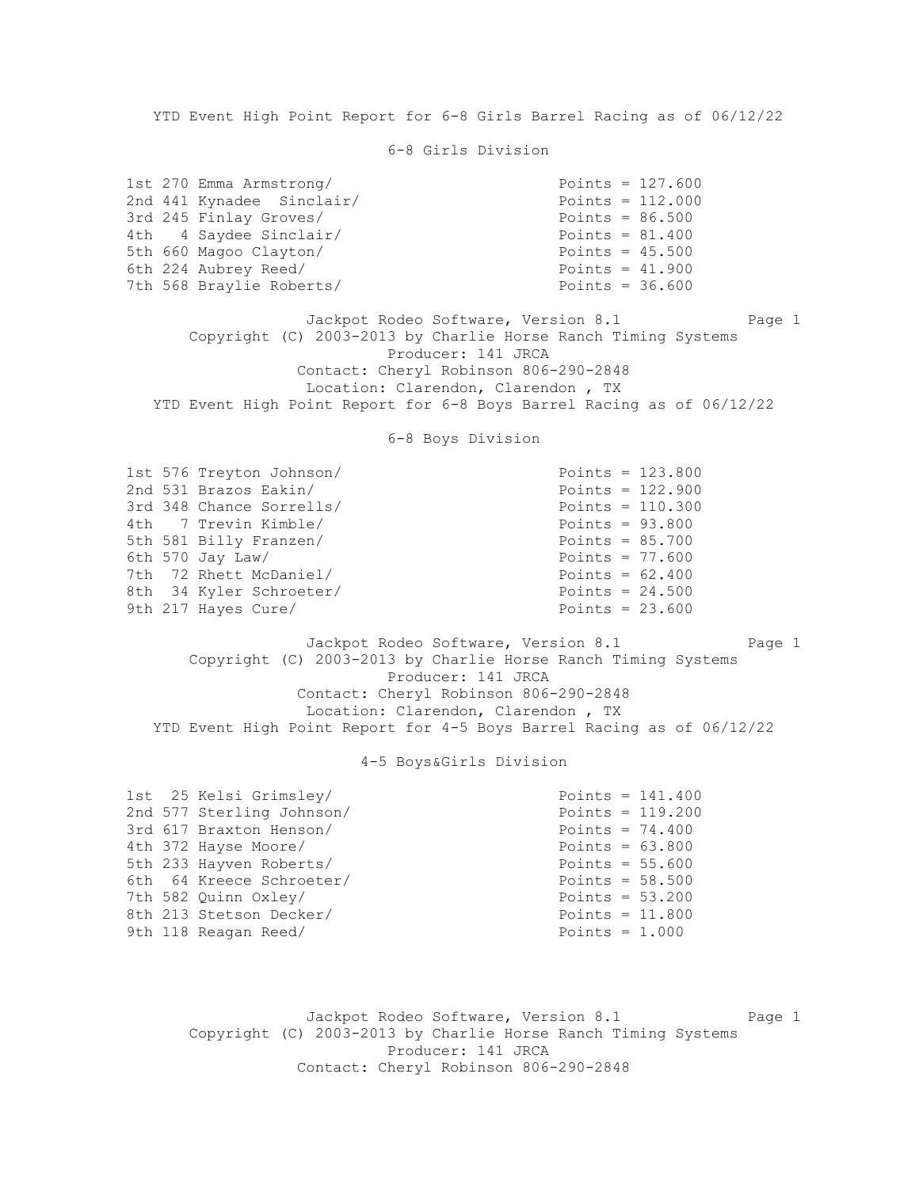YTD Event High Point Report for 6-8 Girls Barrel Racing as of 06/12/22

6-8 Girls Division

| Place | No. | Name | Points |
|---|---|---|---|
| 1st | 270 | Emma Armstrong/ | Points = 127.600 |
| 2nd | 441 | Kynadee Sinclair/ | Points = 112.000 |
| 3rd | 245 | Finlay Groves/ | Points = 86.500 |
| 4th | 4 | Saydee Sinclair/ | Points = 81.400 |
| 5th | 660 | Magoo Clayton/ | Points = 45.500 |
| 6th | 224 | Aubrey Reed/ | Points = 41.900 |
| 7th | 568 | Braylie Roberts/ | Points = 36.600 |

Jackpot Rodeo Software, Version 8.1 Page 1
Copyright (C) 2003-2013 by Charlie Horse Ranch Timing Systems
Producer: 141 JRCA
Contact: Cheryl Robinson 806-290-2848
Location: Clarendon, Clarendon , TX

YTD Event High Point Report for 6-8 Boys Barrel Racing as of 06/12/22

6-8 Boys Division

| Place | No. | Name | Points |
|---|---|---|---|
| 1st | 576 | Treyton Johnson/ | Points = 123.800 |
| 2nd | 531 | Brazos Eakin/ | Points = 122.900 |
| 3rd | 348 | Chance Sorrells/ | Points = 110.300 |
| 4th | 7 | Trevin Kimble/ | Points = 93.800 |
| 5th | 581 | Billy Franzen/ | Points = 85.700 |
| 6th | 570 | Jay Law/ | Points = 77.600 |
| 7th | 72 | Rhett McDaniel/ | Points = 62.400 |
| 8th | 34 | Kyler Schroeter/ | Points = 24.500 |
| 9th | 217 | Hayes Cure/ | Points = 23.600 |

Jackpot Rodeo Software, Version 8.1 Page 1
Copyright (C) 2003-2013 by Charlie Horse Ranch Timing Systems
Producer: 141 JRCA
Contact: Cheryl Robinson 806-290-2848
Location: Clarendon, Clarendon , TX

YTD Event High Point Report for 4-5 Boys Barrel Racing as of 06/12/22

4-5 Boys&Girls Division

| Place | No. | Name | Points |
|---|---|---|---|
| 1st | 25 | Kelsi Grimsley/ | Points = 141.400 |
| 2nd | 577 | Sterling Johnson/ | Points = 119.200 |
| 3rd | 617 | Braxton Henson/ | Points = 74.400 |
| 4th | 372 | Hayse Moore/ | Points = 63.800 |
| 5th | 233 | Hayven Roberts/ | Points = 55.600 |
| 6th | 64 | Kreece Schroeter/ | Points = 58.500 |
| 7th | 582 | Quinn Oxley/ | Points = 53.200 |
| 8th | 213 | Stetson Decker/ | Points = 11.800 |
| 9th | 118 | Reagan Reed/ | Points = 1.000 |

Jackpot Rodeo Software, Version 8.1 Page 1
Copyright (C) 2003-2013 by Charlie Horse Ranch Timing Systems
Producer: 141 JRCA
Contact: Cheryl Robinson 806-290-2848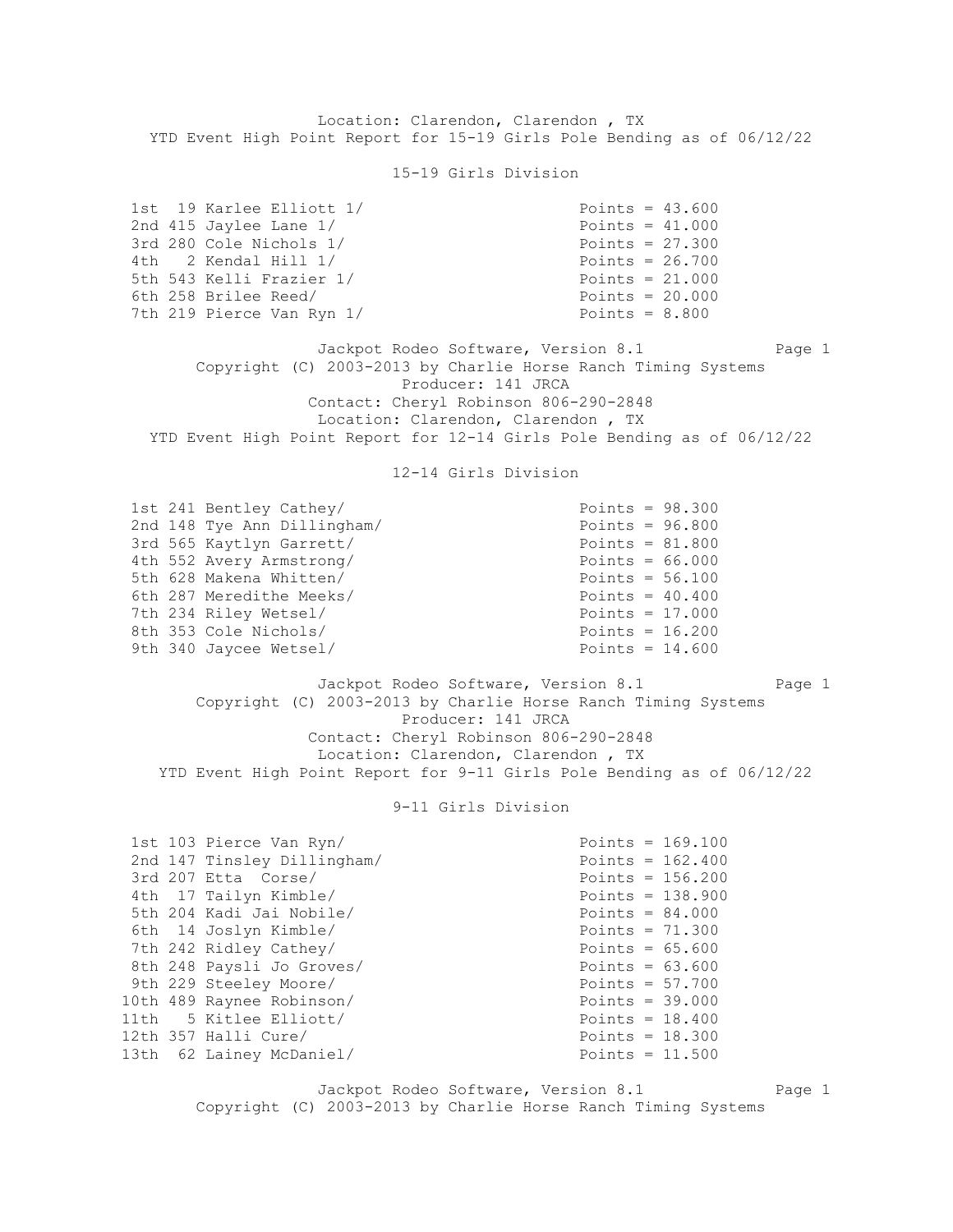Location: Clarendon, Clarendon , TX

YTD Event High Point Report for 15-19 Girls Pole Bending as of 06/12/22

## 15-19 Girls Division

| Place | No. | Name | Points |
|---|---|---|---|
| 1st | 19 | Karlee Elliott 1/ | Points = 43.600 |
| 2nd | 415 | Jaylee Lane 1/ | Points = 41.000 |
| 3rd | 280 | Cole Nichols 1/ | Points = 27.300 |
| 4th | 2 | Kendal Hill 1/ | Points = 26.700 |
| 5th | 543 | Kelli Frazier 1/ | Points = 21.000 |
| 6th | 258 | Brilee Reed/ | Points = 20.000 |
| 7th | 219 | Pierce Van Ryn 1/ | Points = 8.800 |

Jackpot Rodeo Software, Version 8.1

Copyright (C) 2003-2013 by Charlie Horse Ranch Timing Systems

Producer: 141 JRCA

Contact: Cheryl Robinson 806-290-2848

Location: Clarendon, Clarendon , TX

YTD Event High Point Report for 12-14 Girls Pole Bending as of 06/12/22

## 12-14 Girls Division

| Place | No. | Name | Points |
|---|---|---|---|
| 1st | 241 | Bentley Cathey/ | Points = 98.300 |
| 2nd | 148 | Tye Ann Dillingham/ | Points = 96.800 |
| 3rd | 565 | Kaytlyn Garrett/ | Points = 81.800 |
| 4th | 552 | Avery Armstrong/ | Points = 66.000 |
| 5th | 628 | Makena Whitten/ | Points = 56.100 |
| 6th | 287 | Meredithe Meeks/ | Points = 40.400 |
| 7th | 234 | Riley Wetsel/ | Points = 17.000 |
| 8th | 353 | Cole Nichols/ | Points = 16.200 |
| 9th | 340 | Jaycee Wetsel/ | Points = 14.600 |

Jackpot Rodeo Software, Version 8.1

Copyright (C) 2003-2013 by Charlie Horse Ranch Timing Systems

Producer: 141 JRCA

Contact: Cheryl Robinson 806-290-2848

Location: Clarendon, Clarendon , TX

YTD Event High Point Report for 9-11 Girls Pole Bending as of 06/12/22

## 9-11 Girls Division

| Place | No. | Name | Points |
|---|---|---|---|
| 1st | 103 | Pierce Van Ryn/ | Points = 169.100 |
| 2nd | 147 | Tinsley Dillingham/ | Points = 162.400 |
| 3rd | 207 | Etta Corse/ | Points = 156.200 |
| 4th | 17 | Tailyn Kimble/ | Points = 138.900 |
| 5th | 204 | Kadi Jai Nobile/ | Points = 84.000 |
| 6th | 14 | Joslyn Kimble/ | Points = 71.300 |
| 7th | 242 | Ridley Cathey/ | Points = 65.600 |
| 8th | 248 | Paysli Jo Groves/ | Points = 63.600 |
| 9th | 229 | Steeley Moore/ | Points = 57.700 |
| 10th | 489 | Raynee Robinson/ | Points = 39.000 |
| 11th | 5 | Kitlee Elliott/ | Points = 18.400 |
| 12th | 357 | Halli Cure/ | Points = 18.300 |
| 13th | 62 | Lainey McDaniel/ | Points = 11.500 |

Jackpot Rodeo Software, Version 8.1

Copyright (C) 2003-2013 by Charlie Horse Ranch Timing Systems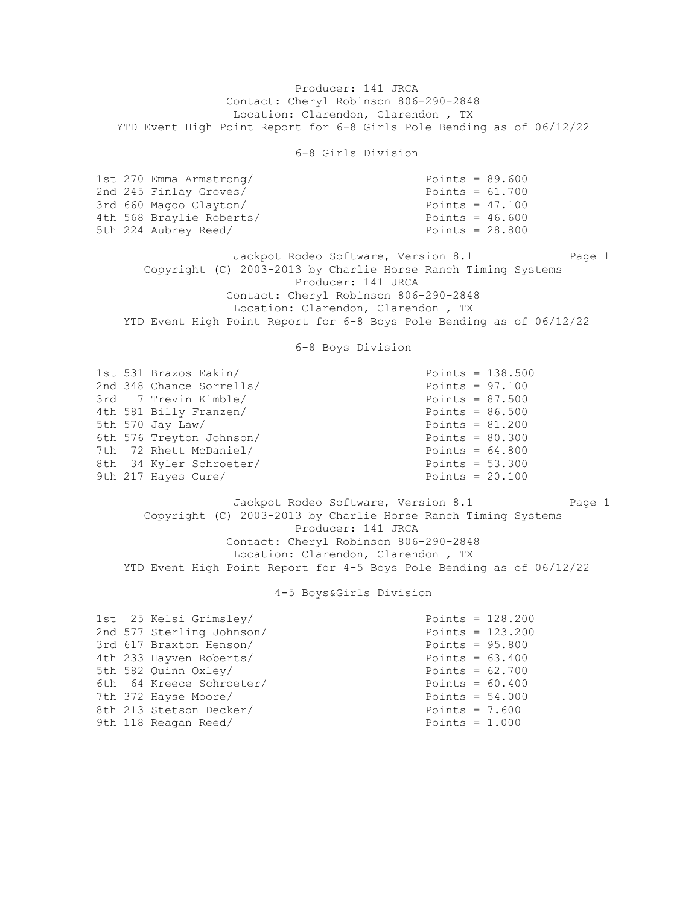Producer: 141 JRCA
Contact: Cheryl Robinson 806-290-2848
Location: Clarendon, Clarendon , TX
YTD Event High Point Report for 6-8 Girls Pole Bending as of 06/12/22

## 6-8 Girls Division

| | | | |
|---|---|---|---|
| 1st | 270 | Emma Armstrong/ | Points = 89.600 |
| 2nd | 245 | Finlay Groves/ | Points = 61.700 |
| 3rd | 660 | Magoo Clayton/ | Points = 47.100 |
| 4th | 568 | Braylie Roberts/ | Points = 46.600 |
| 5th | 224 | Aubrey Reed/ | Points = 28.800 |

Jackpot Rodeo Software, Version 8.1 Page 1
Copyright (C) 2003-2013 by Charlie Horse Ranch Timing Systems
Producer: 141 JRCA
Contact: Cheryl Robinson 806-290-2848
Location: Clarendon, Clarendon , TX
YTD Event High Point Report for 6-8 Boys Pole Bending as of 06/12/22

## 6-8 Boys Division

| | | | |
|---|---|---|---|
| 1st | 531 | Brazos Eakin/ | Points = 138.500 |
| 2nd | 348 | Chance Sorrells/ | Points = 97.100 |
| 3rd | 7 | Trevin Kimble/ | Points = 87.500 |
| 4th | 581 | Billy Franzen/ | Points = 86.500 |
| 5th | 570 | Jay Law/ | Points = 81.200 |
| 6th | 576 | Treyton Johnson/ | Points = 80.300 |
| 7th | 72 | Rhett McDaniel/ | Points = 64.800 |
| 8th | 34 | Kyler Schroeter/ | Points = 53.300 |
| 9th | 217 | Hayes Cure/ | Points = 20.100 |

Jackpot Rodeo Software, Version 8.1 Page 1
Copyright (C) 2003-2013 by Charlie Horse Ranch Timing Systems
Producer: 141 JRCA
Contact: Cheryl Robinson 806-290-2848
Location: Clarendon, Clarendon , TX
YTD Event High Point Report for 4-5 Boys Pole Bending as of 06/12/22

## 4-5 Boys&Girls Division

| | | | |
|---|---|---|---|
| 1st | 25 | Kelsi Grimsley/ | Points = 128.200 |
| 2nd | 577 | Sterling Johnson/ | Points = 123.200 |
| 3rd | 617 | Braxton Henson/ | Points = 95.800 |
| 4th | 233 | Hayven Roberts/ | Points = 63.400 |
| 5th | 582 | Quinn Oxley/ | Points = 62.700 |
| 6th | 64 | Kreece Schroeter/ | Points = 60.400 |
| 7th | 372 | Hayse Moore/ | Points = 54.000 |
| 8th | 213 | Stetson Decker/ | Points = 7.600 |
| 9th | 118 | Reagan Reed/ | Points = 1.000 |